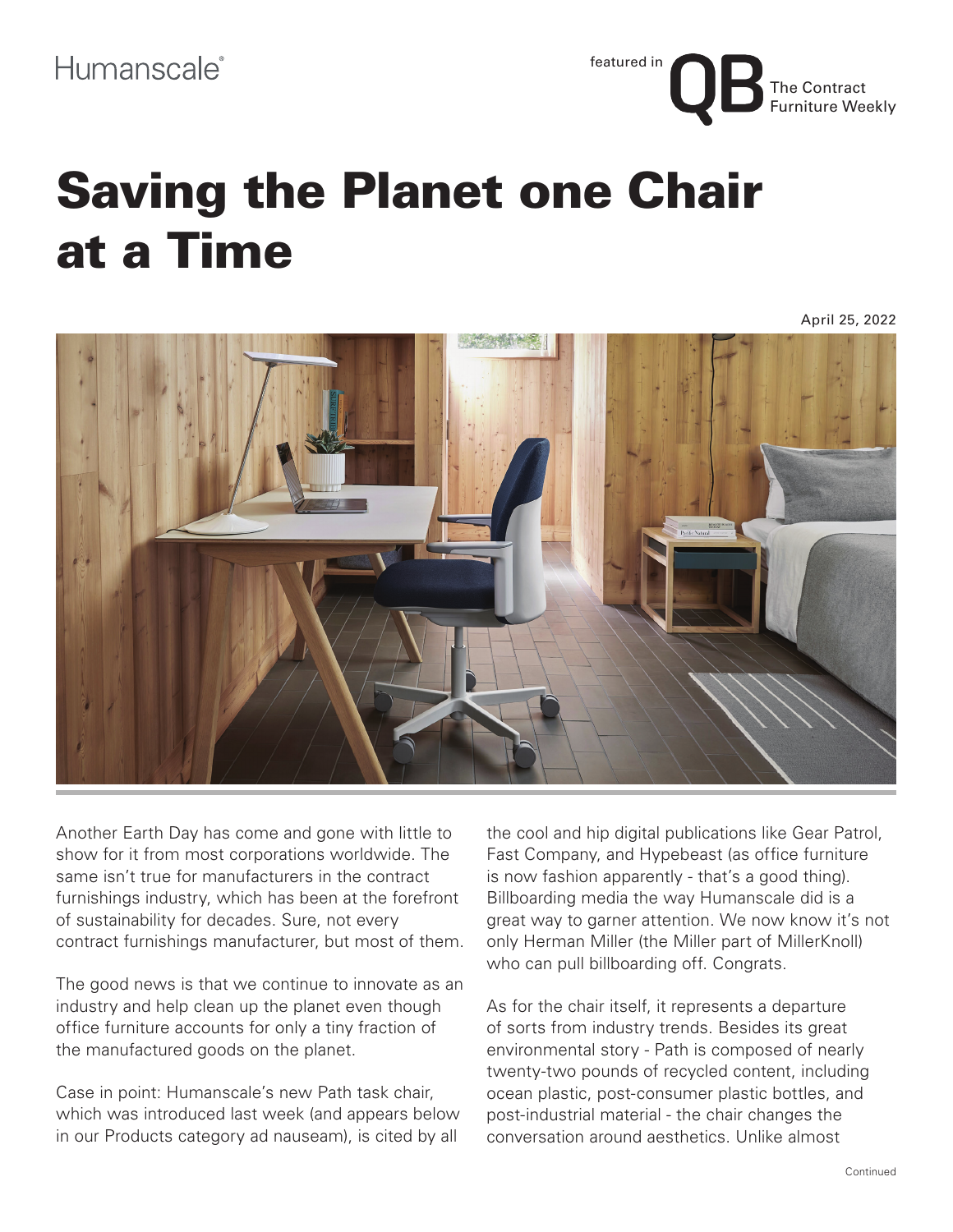Humanscale

featured in QB The Contract Furniture Weekly

# Saving the Planet one Chair at a Time

April 25, 2022

Another Earth Day has come and gone with little to show for it from most corporations worldwide. The same isn't true for manufacturers in the contract furnishings industry, which has been at the forefront of sustainability for decades. Sure, not every contract furnishings manufacturer, but most of them.

The good news is that we continue to innovate as an industry and help clean up the planet even though office furniture accounts for only a tiny fraction of the manufactured goods on the planet.

Case in point: Humanscale's new Path task chair, which was introduced last week (and appears below in our Products category ad nauseam), is cited by all the cool and hip digital publications like Gear Patrol, Fast Company, and Hypebeast (as office furniture is now fashion apparently - that's a good thing). Billboarding media the way Humanscale did is a great way to garner attention. We now know it's not only Herman Miller (the Miller part of MillerKnoll) who can pull billboarding off. Congrats.

As for the chair itself, it represents a departure of sorts from industry trends. Besides its great environmental story - Path is composed of nearly twenty-two pounds of recycled content, including ocean plastic, post-consumer plastic bottles, and post-industrial material - the chair changes the conversation around aesthetics. Unlike almost

Continued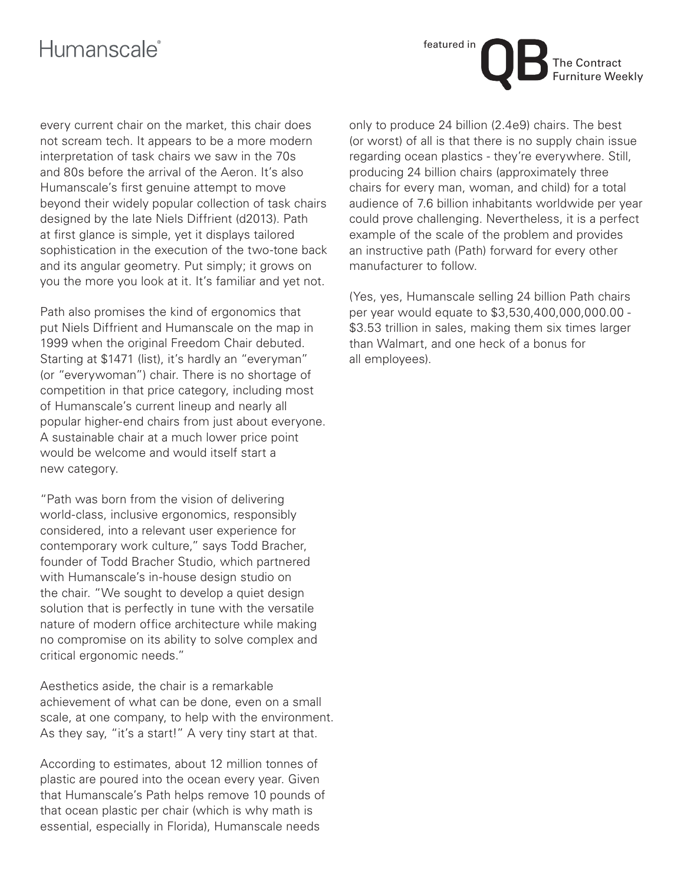every current chair on the market, this chair does not scream tech. It appears to be a more modern interpretation of task chairs we saw in the 70s and 80s before the arrival of the Aeron. It's also Humanscale's first genuine attempt to move beyond their widely popular collection of task chairs designed by the late Niels Diffrient (d2013). Path at first glance is simple, yet it displays tailored sophistication in the execution of the two-tone back and its angular geometry. Put simply; it grows on you the more you look at it. It's familiar and yet not.

Path also promises the kind of ergonomics that put Niels Diffrient and Humanscale on the map in 1999 when the original Freedom Chair debuted. Starting at $1471 (list), it's hardly an "everyman" (or "everywoman") chair. There is no shortage of competition in that price category, including most of Humanscale's current lineup and nearly all popular higher-end chairs from just about everyone. A sustainable chair at a much lower price point would be welcome and would itself start a new category.

"Path was born from the vision of delivering world-class, inclusive ergonomics, responsibly considered, into a relevant user experience for contemporary work culture," says Todd Bracher, founder of Todd Bracher Studio, which partnered with Humanscale's in-house design studio on the chair. "We sought to develop a quiet design solution that is perfectly in tune with the versatile nature of modern office architecture while making no compromise on its ability to solve complex and critical ergonomic needs."

Aesthetics aside, the chair is a remarkable achievement of what can be done, even on a small scale, at one company, to help with the environment. As they say, "it's a start!" A very tiny start at that.

According to estimates, about 12 million tonnes of plastic are poured into the ocean every year. Given that Humanscale's Path helps remove 10 pounds of that ocean plastic per chair (which is why math is essential, especially in Florida), Humanscale needs only to produce 24 billion (2.4e9) chairs. The best (or worst) of all is that there is no supply chain issue regarding ocean plastics - they're everywhere. Still, producing 24 billion chairs (approximately three chairs for every man, woman, and child) for a total audience of 7.6 billion inhabitants worldwide per year could prove challenging. Nevertheless, it is a perfect example of the scale of the problem and provides an instructive path (Path) forward for every other manufacturer to follow.

(Yes, yes, Humanscale selling 24 billion Path chairs per year would equate to $3,530,400,000,000.00 - $3.53 trillion in sales, making them six times larger than Walmart, and one heck of a bonus for all employees).